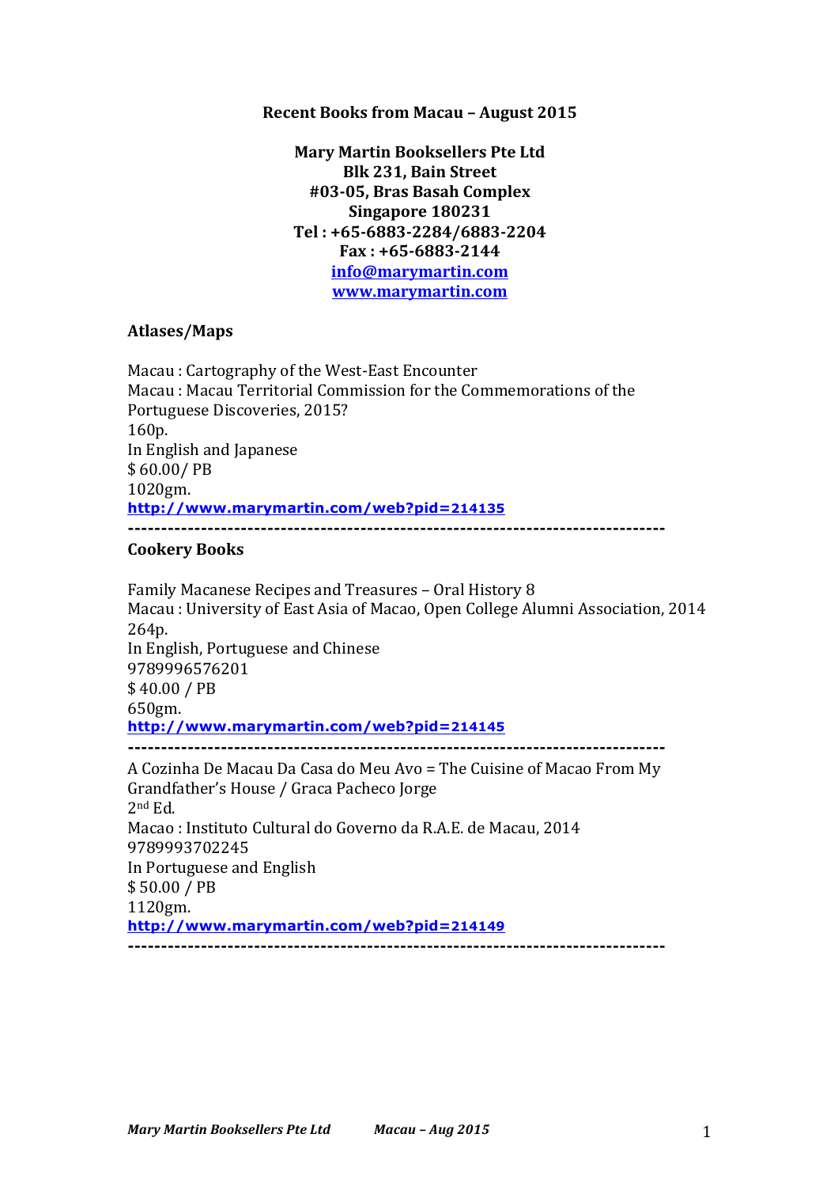**Recent Books from Macau – August 2015**

**Mary Martin Booksellers Pte Ltd**
**Blk 231, Bain Street**
**#03-05, Bras Basah Complex**
**Singapore 180231**
**Tel : +65-6883-2284/6883-2204**
**Fax : +65-6883-2144**
**info@marymartin.com**
**www.marymartin.com**

## Atlases/Maps

Macau : Cartography of the West-East Encounter
Macau : Macau Territorial Commission for the Commemorations of the Portuguese Discoveries, 2015?
160p.
In English and Japanese
$ 60.00/ PB
1020gm.
**http://www.marymartin.com/web?pid=214135**

---

## Cookery Books

Family Macanese Recipes and Treasures – Oral History 8
Macau : University of East Asia of Macao, Open College Alumni Association, 2014
264p.
In English, Portuguese and Chinese
9789996576201
$ 40.00 / PB
650gm.
**http://www.marymartin.com/web?pid=214145**

---

A Cozinha De Macau Da Casa do Meu Avo = The Cuisine of Macao From My Grandfather's House / Graca Pacheco Jorge
2nd Ed.
Macao : Instituto Cultural do Governo da R.A.E. de Macau, 2014
9789993702245
In Portuguese and English
$ 50.00 / PB
1120gm.
**http://www.marymartin.com/web?pid=214149**

---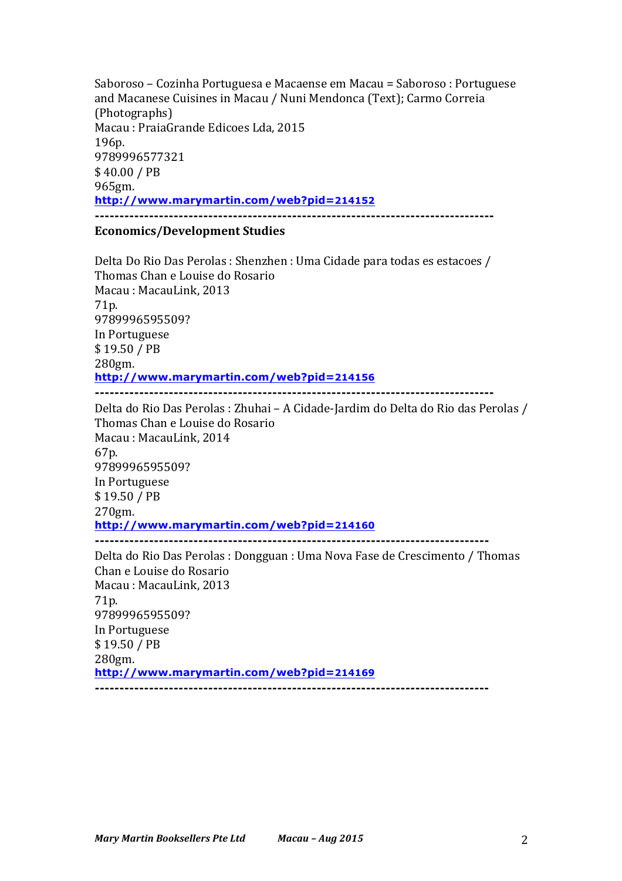Saboroso – Cozinha Portuguesa e Macaense em Macau = Saboroso : Portuguese and Macanese Cuisines in Macau / Nuni Mendonca (Text); Carmo Correia (Photographs)
Macau : PraiaGrande Edicoes Lda, 2015
196p.
9789996577321
$ 40.00 / PB
965gm.
**http://www.marymartin.com/web?pid=214152**

---

**Economics/Development Studies**

Delta Do Rio Das Perolas : Shenzhen : Uma Cidade para todas es estacoes / Thomas Chan e Louise do Rosario
Macau : MacauLink, 2013
71p.
9789996595509?
In Portuguese
$ 19.50 / PB
280gm.
**http://www.marymartin.com/web?pid=214156**

---

Delta do Rio Das Perolas : Zhuhai – A Cidade-Jardim do Delta do Rio das Perolas / Thomas Chan e Louise do Rosario
Macau : MacauLink, 2014
67p.
9789996595509?
In Portuguese
$ 19.50 / PB
270gm.
**http://www.marymartin.com/web?pid=214160**

---

Delta do Rio Das Perolas : Dongguan : Uma Nova Fase de Crescimento / Thomas Chan e Louise do Rosario
Macau : MacauLink, 2013
71p.
9789996595509?
In Portuguese
$ 19.50 / PB
280gm.
**http://www.marymartin.com/web?pid=214169**

---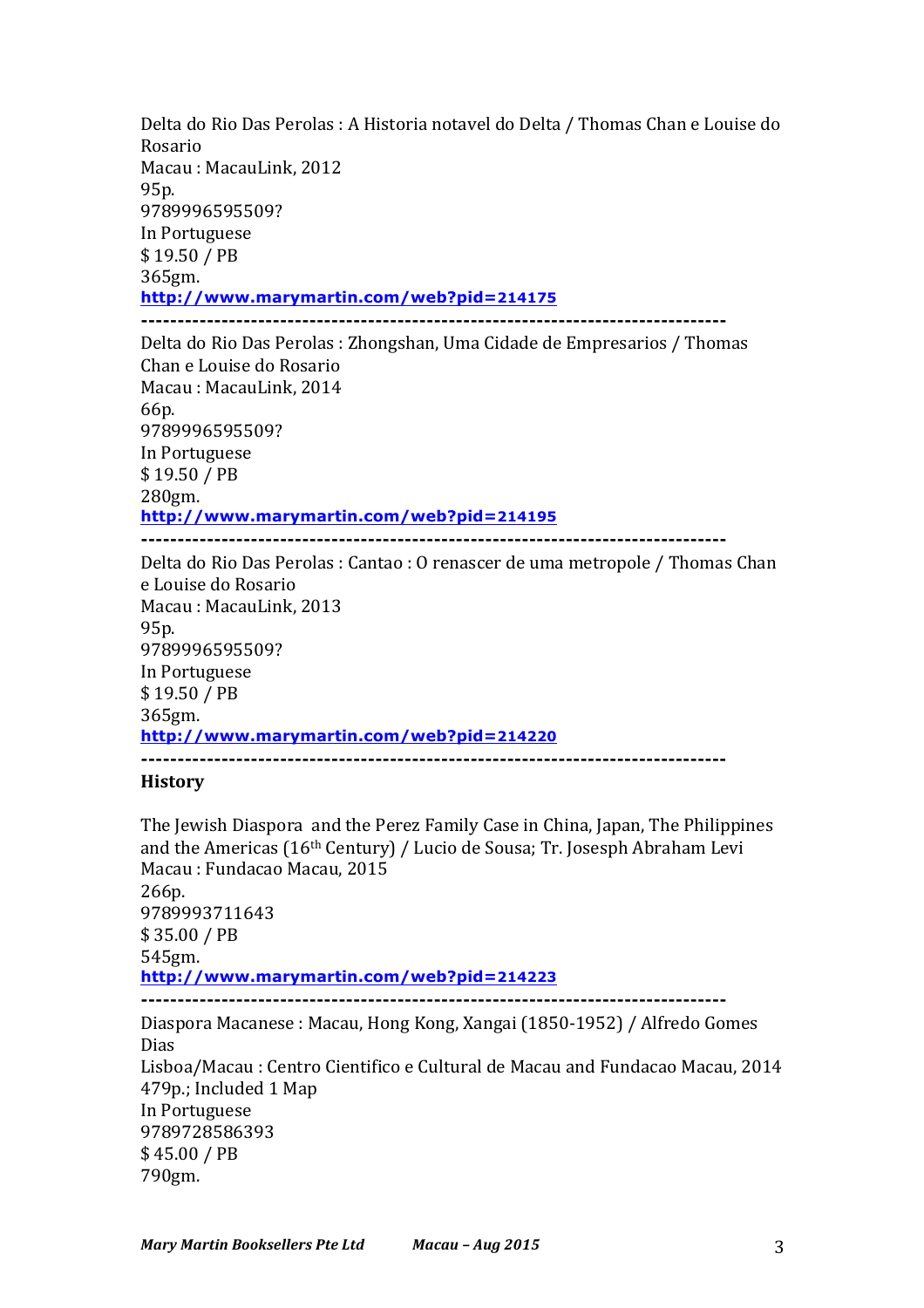Delta do Rio Das Perolas : A Historia notavel do Delta / Thomas Chan e Louise do Rosario
Macau : MacauLink, 2012
95p.
9789996595509?
In Portuguese
$ 19.50 / PB
365gm.
http://www.marymartin.com/web?pid=214175

---

Delta do Rio Das Perolas : Zhongshan, Uma Cidade de Empresarios / Thomas Chan e Louise do Rosario
Macau : MacauLink, 2014
66p.
9789996595509?
In Portuguese
$ 19.50 / PB
280gm.
http://www.marymartin.com/web?pid=214195

---

Delta do Rio Das Perolas : Cantao : O renascer de uma metropole / Thomas Chan e Louise do Rosario
Macau : MacauLink, 2013
95p.
9789996595509?
In Portuguese
$ 19.50 / PB
365gm.
http://www.marymartin.com/web?pid=214220

---

**History**

The Jewish Diaspora and the Perez Family Case in China, Japan, The Philippines and the Americas (16th Century) / Lucio de Sousa; Tr. Josesph Abraham Levi
Macau : Fundacao Macau, 2015
266p.
9789993711643
$ 35.00 / PB
545gm.
http://www.marymartin.com/web?pid=214223

---

Diaspora Macanese : Macau, Hong Kong, Xangai (1850-1952) / Alfredo Gomes Dias
Lisboa/Macau : Centro Cientifico e Cultural de Macau and Fundacao Macau, 2014
479p.; Included 1 Map
In Portuguese
9789728586393
$ 45.00 / PB
790gm.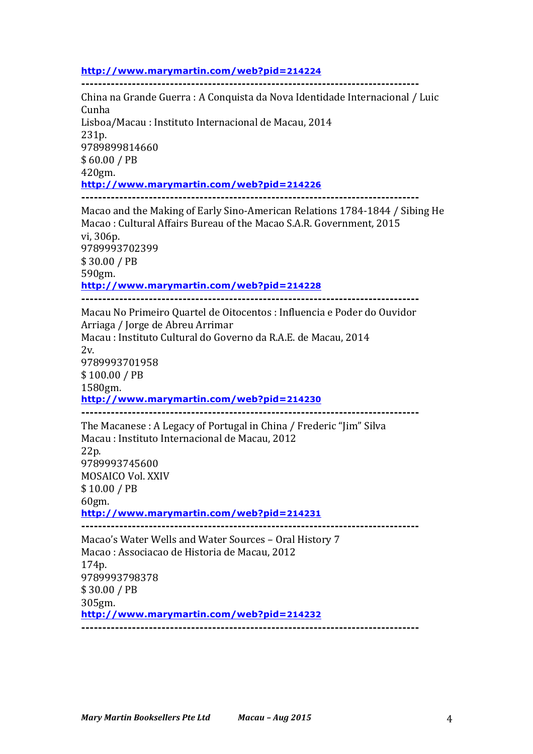http://www.marymartin.com/web?pid=214224

--------------------------------------------------------------------------------

China na Grande Guerra : A Conquista da Nova Identidade Internacional / Luic Cunha
Lisboa/Macau : Instituto Internacional de Macau, 2014
231p.
9789899814660
$ 60.00 / PB
420gm.
http://www.marymartin.com/web?pid=214226

--------------------------------------------------------------------------------

Macao and the Making of Early Sino-American Relations 1784-1844 / Sibing He
Macao : Cultural Affairs Bureau of the Macao S.A.R. Government, 2015
vi, 306p.
9789993702399
$ 30.00 / PB
590gm.
http://www.marymartin.com/web?pid=214228

--------------------------------------------------------------------------------

Macau No Primeiro Quartel de Oitocentos : Influencia e Poder do Ouvidor Arriaga / Jorge de Abreu Arrimar
Macau : Instituto Cultural do Governo da R.A.E. de Macau, 2014
2v.
9789993701958
$ 100.00 / PB
1580gm.
http://www.marymartin.com/web?pid=214230

--------------------------------------------------------------------------------

The Macanese : A Legacy of Portugal in China / Frederic "Jim" Silva
Macau : Instituto Internacional de Macau, 2012
22p.
9789993745600
MOSAICO Vol. XXIV
$ 10.00 / PB
60gm.
http://www.marymartin.com/web?pid=214231

--------------------------------------------------------------------------------

Macao's Water Wells and Water Sources – Oral History 7
Macao : Associacao de Historia de Macau, 2012
174p.
9789993798378
$ 30.00 / PB
305gm.
http://www.marymartin.com/web?pid=214232

--------------------------------------------------------------------------------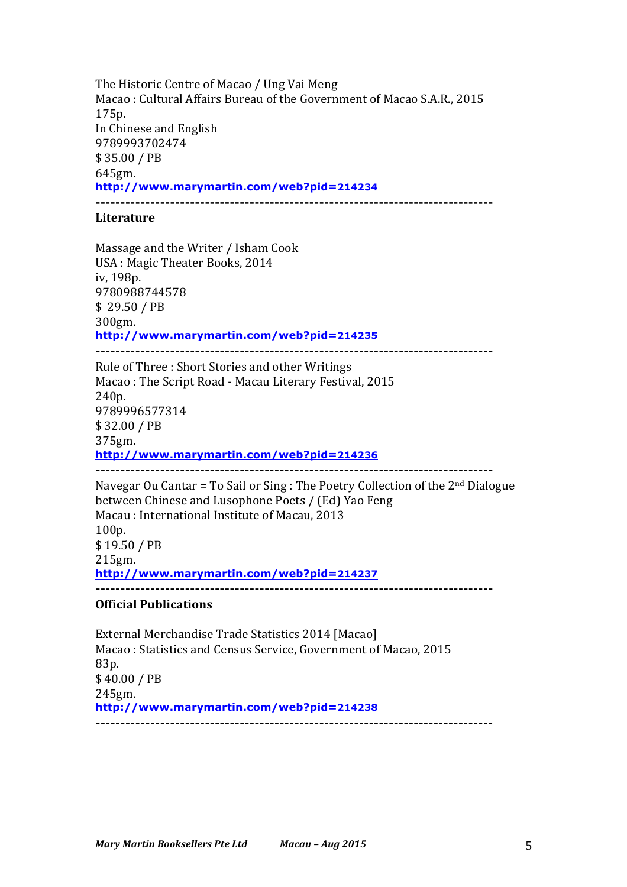The Historic Centre of Macao / Ung Vai Meng
Macao : Cultural Affairs Bureau of the Government of Macao S.A.R., 2015
175p.
In Chinese and English
9789993702474
$ 35.00 / PB
645gm.
[http://www.marymartin.com/web?pid=214234](http://www.marymartin.com/web?pid=214234)

-------------------------------------------------------------------------------

**Literature**

Massage and the Writer / Isham Cook
USA : Magic Theater Books, 2014
iv, 198p.
9780988744578
$ 29.50 / PB
300gm.
[http://www.marymartin.com/web?pid=214235](http://www.marymartin.com/web?pid=214235)

-------------------------------------------------------------------------------

Rule of Three : Short Stories and other Writings
Macao : The Script Road - Macau Literary Festival, 2015
240p.
9789996577314
$ 32.00 / PB
375gm.
[http://www.marymartin.com/web?pid=214236](http://www.marymartin.com/web?pid=214236)

-------------------------------------------------------------------------------

Navegar Ou Cantar = To Sail or Sing : The Poetry Collection of the 2nd Dialogue between Chinese and Lusophone Poets / (Ed) Yao Feng
Macau : International Institute of Macau, 2013
100p.
$ 19.50 / PB
215gm.
[http://www.marymartin.com/web?pid=214237](http://www.marymartin.com/web?pid=214237)

-------------------------------------------------------------------------------

**Official Publications**

External Merchandise Trade Statistics 2014 [Macao]
Macao : Statistics and Census Service, Government of Macao, 2015
83p.
$ 40.00 / PB
245gm.
[http://www.marymartin.com/web?pid=214238](http://www.marymartin.com/web?pid=214238)

-------------------------------------------------------------------------------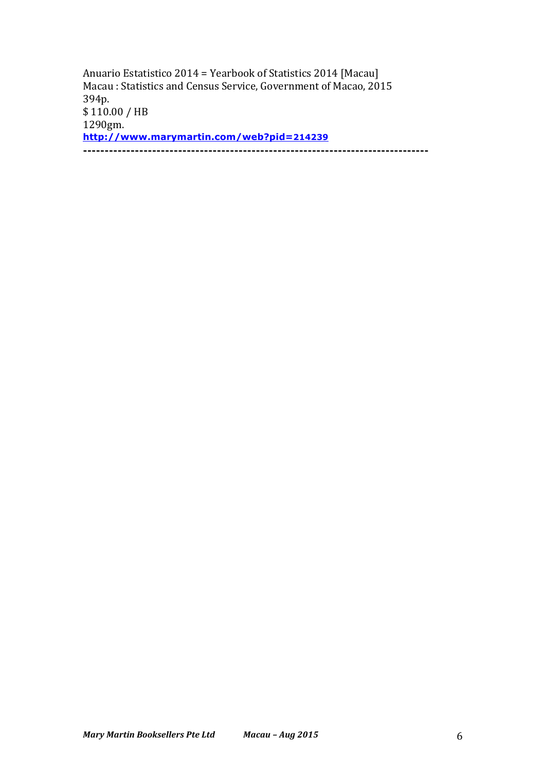Anuario Estatistico 2014 = Yearbook of Statistics 2014 [Macau]
Macau : Statistics and Census Service, Government of Macao, 2015
394p.
$ 110.00 / HB
1290gm.
**http://www.marymartin.com/web?pid=214239**

**-------------------------------------------------------------------------------**